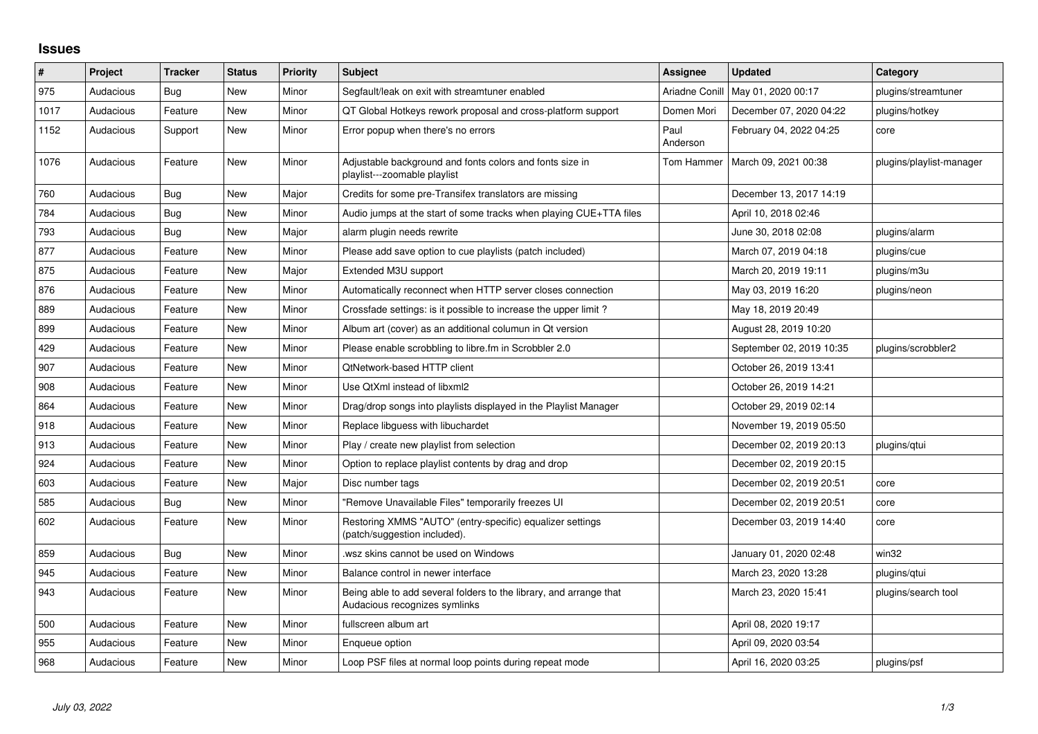# Issues

| # | Project | Tracker | Status | Priority | Subject | Assignee | Updated | Category |
|---|---|---|---|---|---|---|---|---|
| 975 | Audacious | Bug | New | Minor | Segfault/leak on exit with streamtuner enabled | Ariadne Conill | May 01, 2020 00:17 | plugins/streamtuner |
| 1017 | Audacious | Feature | New | Minor | QT Global Hotkeys rework proposal and cross-platform support | Domen Mori | December 07, 2020 04:22 | plugins/hotkey |
| 1152 | Audacious | Support | New | Minor | Error popup when there's no errors | Paul Anderson | February 04, 2022 04:25 | core |
| 1076 | Audacious | Feature | New | Minor | Adjustable background and fonts colors and fonts size in playlist---zoomable playlist | Tom Hammer | March 09, 2021 00:38 | plugins/playlist-manager |
| 760 | Audacious | Bug | New | Major | Credits for some pre-Transifex translators are missing | | December 13, 2017 14:19 | |
| 784 | Audacious | Bug | New | Minor | Audio jumps at the start of some tracks when playing CUE+TTA files | | April 10, 2018 02:46 | |
| 793 | Audacious | Bug | New | Major | alarm plugin needs rewrite | | June 30, 2018 02:08 | plugins/alarm |
| 877 | Audacious | Feature | New | Minor | Please add save option to cue playlists (patch included) | | March 07, 2019 04:18 | plugins/cue |
| 875 | Audacious | Feature | New | Major | Extended M3U support | | March 20, 2019 19:11 | plugins/m3u |
| 876 | Audacious | Feature | New | Minor | Automatically reconnect when HTTP server closes connection | | May 03, 2019 16:20 | plugins/neon |
| 889 | Audacious | Feature | New | Minor | Crossfade settings: is it possible to increase the upper limit ? | | May 18, 2019 20:49 | |
| 899 | Audacious | Feature | New | Minor | Album art (cover) as an additional columun in Qt version | | August 28, 2019 10:20 | |
| 429 | Audacious | Feature | New | Minor | Please enable scrobbling to libre.fm in Scrobbler 2.0 | | September 02, 2019 10:35 | plugins/scrobbler2 |
| 907 | Audacious | Feature | New | Minor | QtNetwork-based HTTP client | | October 26, 2019 13:41 | |
| 908 | Audacious | Feature | New | Minor | Use QtXml instead of libxml2 | | October 26, 2019 14:21 | |
| 864 | Audacious | Feature | New | Minor | Drag/drop songs into playlists displayed in the Playlist Manager | | October 29, 2019 02:14 | |
| 918 | Audacious | Feature | New | Minor | Replace libguess with libuchardet | | November 19, 2019 05:50 | |
| 913 | Audacious | Feature | New | Minor | Play / create new playlist from selection | | December 02, 2019 20:13 | plugins/qtui |
| 924 | Audacious | Feature | New | Minor | Option to replace playlist contents by drag and drop | | December 02, 2019 20:15 | |
| 603 | Audacious | Feature | New | Major | Disc number tags | | December 02, 2019 20:51 | core |
| 585 | Audacious | Bug | New | Minor | "Remove Unavailable Files" temporarily freezes UI | | December 02, 2019 20:51 | core |
| 602 | Audacious | Feature | New | Minor | Restoring XMMS "AUTO" (entry-specific) equalizer settings (patch/suggestion included). | | December 03, 2019 14:40 | core |
| 859 | Audacious | Bug | New | Minor | .wsz skins cannot be used on Windows | | January 01, 2020 02:48 | win32 |
| 945 | Audacious | Feature | New | Minor | Balance control in newer interface | | March 23, 2020 13:28 | plugins/qtui |
| 943 | Audacious | Feature | New | Minor | Being able to add several folders to the library, and arrange that Audacious recognizes symlinks | | March 23, 2020 15:41 | plugins/search tool |
| 500 | Audacious | Feature | New | Minor | fullscreen album art | | April 08, 2020 19:17 | |
| 955 | Audacious | Feature | New | Minor | Enqueue option | | April 09, 2020 03:54 | |
| 968 | Audacious | Feature | New | Minor | Loop PSF files at normal loop points during repeat mode | | April 16, 2020 03:25 | plugins/psf |

*July 03, 2022*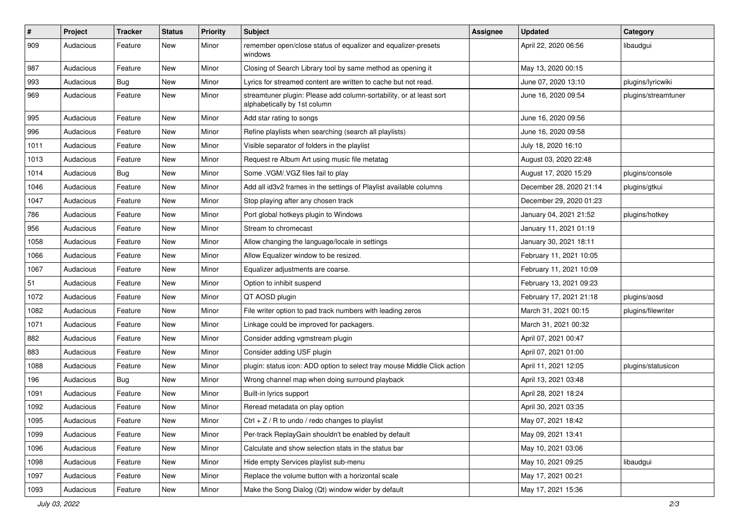| # | Project | Tracker | Status | Priority | Subject | Assignee | Updated | Category |
|---|---|---|---|---|---|---|---|---|
| 909 | Audacious | Feature | New | Minor | remember open/close status of equalizer and equalizer-presets windows | | April 22, 2020 06:56 | libaudgui |
| 987 | Audacious | Feature | New | Minor | Closing of Search Library tool by same method as opening it | | May 13, 2020 00:15 | |
| 993 | Audacious | Bug | New | Minor | Lyrics for streamed content are written to cache but not read. | | June 07, 2020 13:10 | plugins/lyricwiki |
| 969 | Audacious | Feature | New | Minor | streamtuner plugin: Please add column-sortability, or at least sort alphabetically by 1st column | | June 16, 2020 09:54 | plugins/streamtuner |
| 995 | Audacious | Feature | New | Minor | Add star rating to songs | | June 16, 2020 09:56 | |
| 996 | Audacious | Feature | New | Minor | Refine playlists when searching (search all playlists) | | June 16, 2020 09:58 | |
| 1011 | Audacious | Feature | New | Minor | Visible separator of folders in the playlist | | July 18, 2020 16:10 | |
| 1013 | Audacious | Feature | New | Minor | Request re Album Art using music file metatag | | August 03, 2020 22:48 | |
| 1014 | Audacious | Bug | New | Minor | Some .VGM/.VGZ files fail to play | | August 17, 2020 15:29 | plugins/console |
| 1046 | Audacious | Feature | New | Minor | Add all id3v2 frames in the settings of Playlist available columns | | December 28, 2020 21:14 | plugins/gtkui |
| 1047 | Audacious | Feature | New | Minor | Stop playing after any chosen track | | December 29, 2020 01:23 | |
| 786 | Audacious | Feature | New | Minor | Port global hotkeys plugin to Windows | | January 04, 2021 21:52 | plugins/hotkey |
| 956 | Audacious | Feature | New | Minor | Stream to chromecast | | January 11, 2021 01:19 | |
| 1058 | Audacious | Feature | New | Minor | Allow changing the language/locale in settings | | January 30, 2021 18:11 | |
| 1066 | Audacious | Feature | New | Minor | Allow Equalizer window to be resized. | | February 11, 2021 10:05 | |
| 1067 | Audacious | Feature | New | Minor | Equalizer adjustments are coarse. | | February 11, 2021 10:09 | |
| 51 | Audacious | Feature | New | Minor | Option to inhibit suspend | | February 13, 2021 09:23 | |
| 1072 | Audacious | Feature | New | Minor | QT AOSD plugin | | February 17, 2021 21:18 | plugins/aosd |
| 1082 | Audacious | Feature | New | Minor | File writer option to pad track numbers with leading zeros | | March 31, 2021 00:15 | plugins/filewriter |
| 1071 | Audacious | Feature | New | Minor | Linkage could be improved for packagers. | | March 31, 2021 00:32 | |
| 882 | Audacious | Feature | New | Minor | Consider adding vgmstream plugin | | April 07, 2021 00:47 | |
| 883 | Audacious | Feature | New | Minor | Consider adding USF plugin | | April 07, 2021 01:00 | |
| 1088 | Audacious | Feature | New | Minor | plugin: status icon: ADD option to select tray mouse Middle Click action | | April 11, 2021 12:05 | plugins/statusicon |
| 196 | Audacious | Bug | New | Minor | Wrong channel map when doing surround playback | | April 13, 2021 03:48 | |
| 1091 | Audacious | Feature | New | Minor | Built-in lyrics support | | April 28, 2021 18:24 | |
| 1092 | Audacious | Feature | New | Minor | Reread metadata on play option | | April 30, 2021 03:35 | |
| 1095 | Audacious | Feature | New | Minor | Ctrl + Z / R to undo / redo changes to playlist | | May 07, 2021 18:42 | |
| 1099 | Audacious | Feature | New | Minor | Per-track ReplayGain shouldn't be enabled by default | | May 09, 2021 13:41 | |
| 1096 | Audacious | Feature | New | Minor | Calculate and show selection stats in the status bar | | May 10, 2021 03:06 | |
| 1098 | Audacious | Feature | New | Minor | Hide empty Services playlist sub-menu | | May 10, 2021 09:25 | libaudgui |
| 1097 | Audacious | Feature | New | Minor | Replace the volume button with a horizontal scale | | May 17, 2021 00:21 | |
| 1093 | Audacious | Feature | New | Minor | Make the Song Dialog (Qt) window wider by default | | May 17, 2021 15:36 | |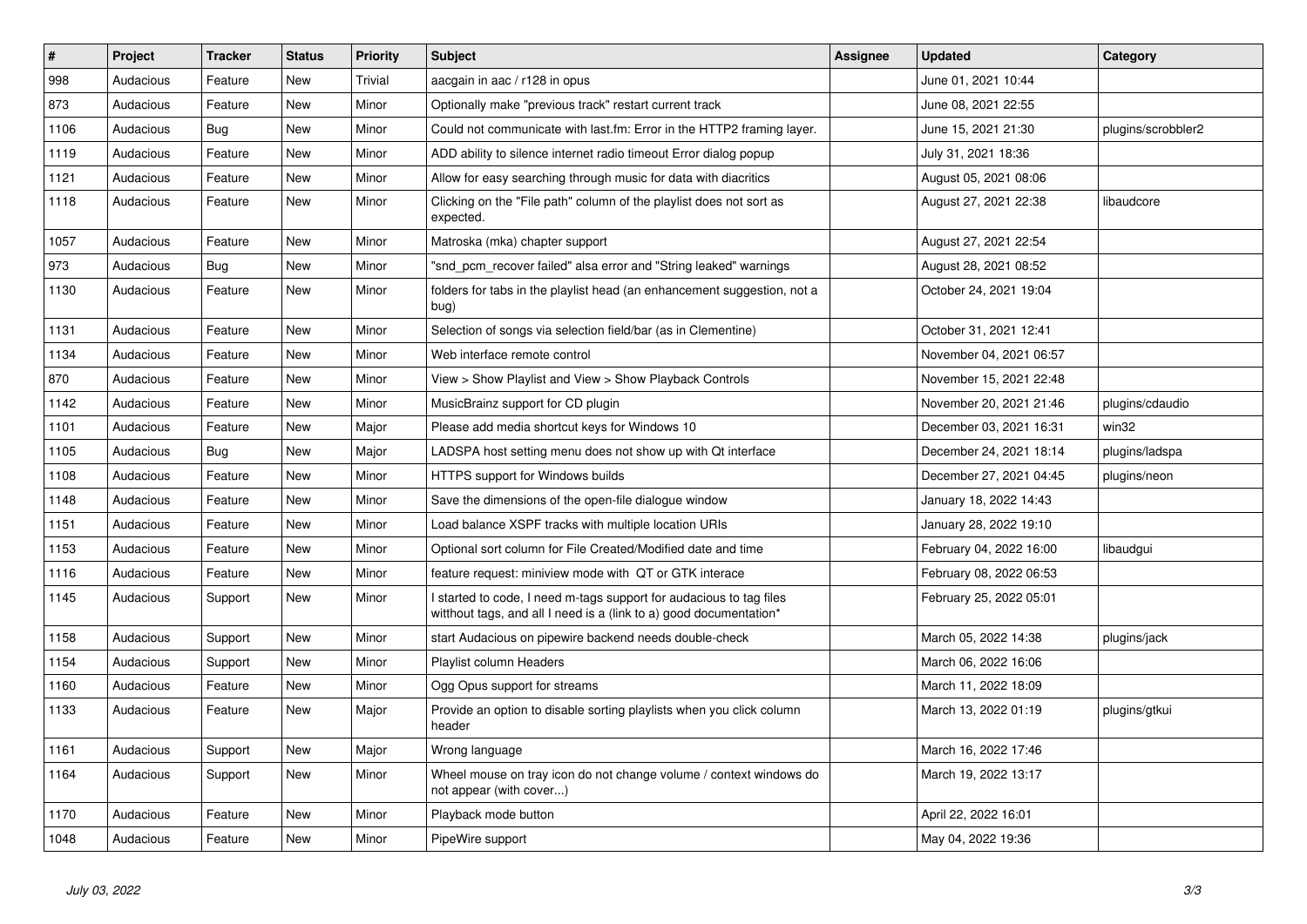| # | Project | Tracker | Status | Priority | Subject | Assignee | Updated | Category |
|---|---|---|---|---|---|---|---|---|
| 998 | Audacious | Feature | New | Trivial | aacgain in aac / r128 in opus | | June 01, 2021 10:44 | |
| 873 | Audacious | Feature | New | Minor | Optionally make "previous track" restart current track | | June 08, 2021 22:55 | |
| 1106 | Audacious | Bug | New | Minor | Could not communicate with last.fm: Error in the HTTP2 framing layer. | | June 15, 2021 21:30 | plugins/scrobbler2 |
| 1119 | Audacious | Feature | New | Minor | ADD ability to silence internet radio timeout Error dialog popup | | July 31, 2021 18:36 | |
| 1121 | Audacious | Feature | New | Minor | Allow for easy searching through music for data with diacritics | | August 05, 2021 08:06 | |
| 1118 | Audacious | Feature | New | Minor | Clicking on the "File path" column of the playlist does not sort as expected. | | August 27, 2021 22:38 | libaudcore |
| 1057 | Audacious | Feature | New | Minor | Matroska (mka) chapter support | | August 27, 2021 22:54 | |
| 973 | Audacious | Bug | New | Minor | "snd_pcm_recover failed" alsa error and "String leaked" warnings | | August 28, 2021 08:52 | |
| 1130 | Audacious | Feature | New | Minor | folders for tabs in the playlist head (an enhancement suggestion, not a bug) | | October 24, 2021 19:04 | |
| 1131 | Audacious | Feature | New | Minor | Selection of songs via selection field/bar (as in Clementine) | | October 31, 2021 12:41 | |
| 1134 | Audacious | Feature | New | Minor | Web interface remote control | | November 04, 2021 06:57 | |
| 870 | Audacious | Feature | New | Minor | View > Show Playlist and View > Show Playback Controls | | November 15, 2021 22:48 | |
| 1142 | Audacious | Feature | New | Minor | MusicBrainz support for CD plugin | | November 20, 2021 21:46 | plugins/cdaudio |
| 1101 | Audacious | Feature | New | Major | Please add media shortcut keys for Windows 10 | | December 03, 2021 16:31 | win32 |
| 1105 | Audacious | Bug | New | Major | LADSPA host setting menu does not show up with Qt interface | | December 24, 2021 18:14 | plugins/ladspa |
| 1108 | Audacious | Feature | New | Minor | HTTPS support for Windows builds | | December 27, 2021 04:45 | plugins/neon |
| 1148 | Audacious | Feature | New | Minor | Save the dimensions of the open-file dialogue window | | January 18, 2022 14:43 | |
| 1151 | Audacious | Feature | New | Minor | Load balance XSPF tracks with multiple location URIs | | January 28, 2022 19:10 | |
| 1153 | Audacious | Feature | New | Minor | Optional sort column for File Created/Modified date and time | | February 04, 2022 16:00 | libaudgui |
| 1116 | Audacious | Feature | New | Minor | feature request: miniview mode with QT or GTK interace | | February 08, 2022 06:53 | |
| 1145 | Audacious | Support | New | Minor | I started to code, I need m-tags support for audacious to tag files witthout tags, and all I need is a (link to a) good documentation* | | February 25, 2022 05:01 | |
| 1158 | Audacious | Support | New | Minor | start Audacious on pipewire backend needs double-check | | March 05, 2022 14:38 | plugins/jack |
| 1154 | Audacious | Support | New | Minor | Playlist column Headers | | March 06, 2022 16:06 | |
| 1160 | Audacious | Feature | New | Minor | Ogg Opus support for streams | | March 11, 2022 18:09 | |
| 1133 | Audacious | Feature | New | Major | Provide an option to disable sorting playlists when you click column header | | March 13, 2022 01:19 | plugins/gtkui |
| 1161 | Audacious | Support | New | Major | Wrong language | | March 16, 2022 17:46 | |
| 1164 | Audacious | Support | New | Minor | Wheel mouse on tray icon do not change volume / context windows do not appear (with cover...) | | March 19, 2022 13:17 | |
| 1170 | Audacious | Feature | New | Minor | Playback mode button | | April 22, 2022 16:01 | |
| 1048 | Audacious | Feature | New | Minor | PipeWire support | | May 04, 2022 19:36 | |